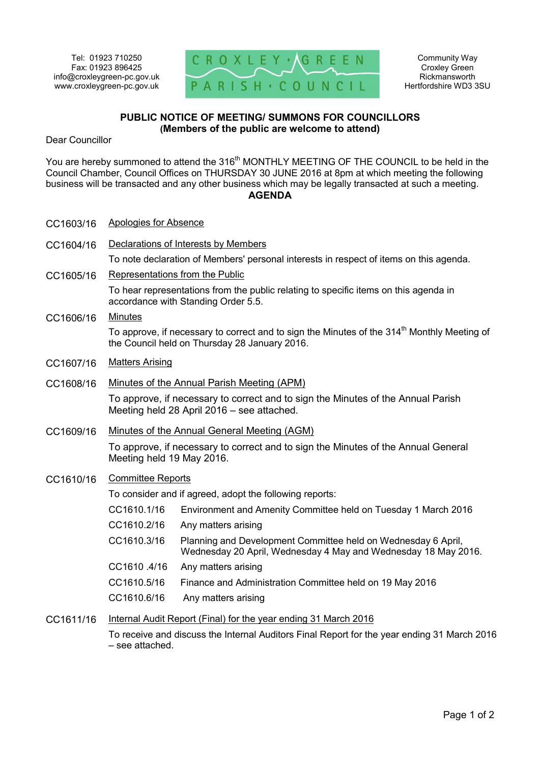Tel: 01923 710250
Fax: 01923 896425
info@croxleygreen-pc.gov.uk
www.croxleygreen-pc.gov.uk

**CROXLEY GREEN PARISH COUNCIL**

Community Way
Croxley Green
Rickmansworth
Hertfordshire WD3 3SU

## PUBLIC NOTICE OF MEETING/ SUMMONS FOR COUNCILLORS
### (Members of the public are welcome to attend)

Dear Councillor

You are hereby summoned to attend the 316th MONTHLY MEETING OF THE COUNCIL to be held in the Council Chamber, Council Offices on THURSDAY 30 JUNE 2016 at 8pm at which meeting the following business will be transacted and any other business which may be legally transacted at such a meeting.

## AGENDA

**CC1603/16** Apologies for Absence

**CC1604/16** Declarations of Interests by Members

To note declaration of Members' personal interests in respect of items on this agenda.

**CC1605/16** Representations from the Public

To hear representations from the public relating to specific items on this agenda in accordance with Standing Order 5.5.

**CC1606/16** Minutes

To approve, if necessary to correct and to sign the Minutes of the 314th Monthly Meeting of the Council held on Thursday 28 January 2016.

**CC1607/16** Matters Arising

**CC1608/16** Minutes of the Annual Parish Meeting (APM)

To approve, if necessary to correct and to sign the Minutes of the Annual Parish Meeting held 28 April 2016 – see attached.

**CC1609/16** Minutes of the Annual General Meeting (AGM)

To approve, if necessary to correct and to sign the Minutes of the Annual General Meeting held 19 May 2016.

**CC1610/16** Committee Reports

To consider and if agreed, adopt the following reports:

- CC1610.1/16 Environment and Amenity Committee held on Tuesday 1 March 2016
- CC1610.2/16 Any matters arising
- CC1610.3/16 Planning and Development Committee held on Wednesday 6 April, Wednesday 20 April, Wednesday 4 May and Wednesday 18 May 2016.
- CC1610 .4/16 Any matters arising
- CC1610.5/16 Finance and Administration Committee held on 19 May 2016
- CC1610.6/16 Any matters arising

**CC1611/16** Internal Audit Report (Final) for the year ending 31 March 2016

To receive and discuss the Internal Auditors Final Report for the year ending 31 March 2016 – see attached.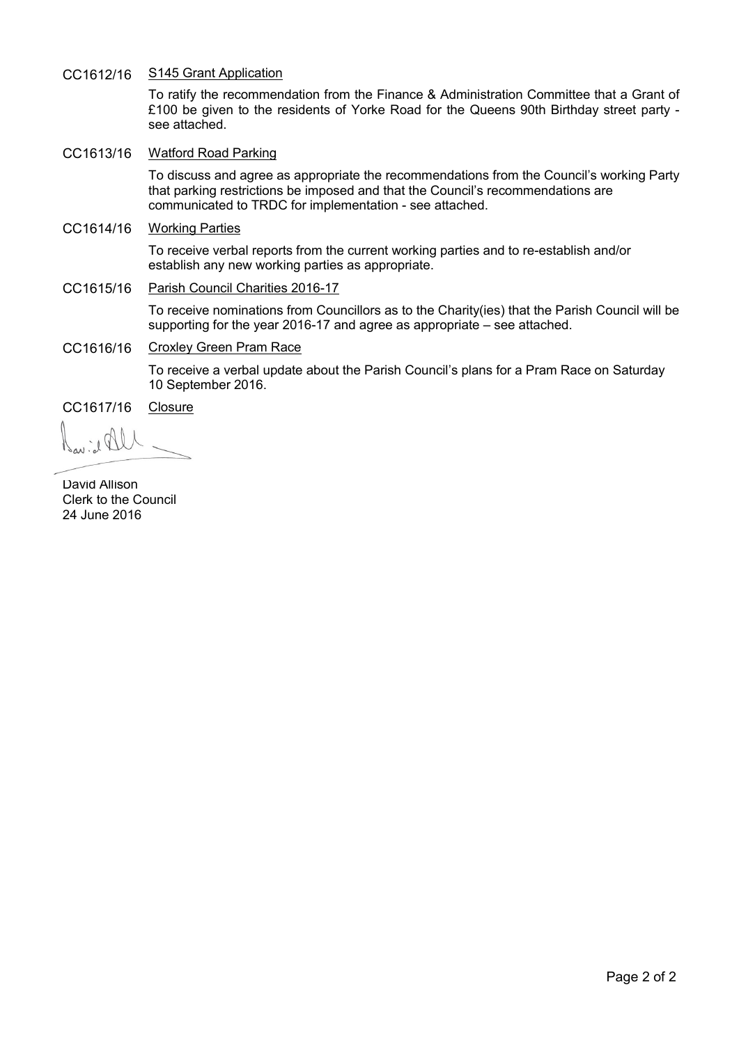CC1612/16 S145 Grant Application

To ratify the recommendation from the Finance & Administration Committee that a Grant of £100 be given to the residents of Yorke Road for the Queens 90th Birthday street party - see attached.

CC1613/16 Watford Road Parking

To discuss and agree as appropriate the recommendations from the Council's working Party that parking restrictions be imposed and that the Council's recommendations are communicated to TRDC for implementation - see attached.

CC1614/16 Working Parties

To receive verbal reports from the current working parties and to re-establish and/or establish any new working parties as appropriate.

CC1615/16 Parish Council Charities 2016-17

To receive nominations from Councillors as to the Charity(ies) that the Parish Council will be supporting for the year 2016-17 and agree as appropriate – see attached.

CC1616/16 Croxley Green Pram Race

To receive a verbal update about the Parish Council's plans for a Pram Race on Saturday 10 September 2016.

CC1617/16 Closure

David Allison
Clerk to the Council
24 June 2016